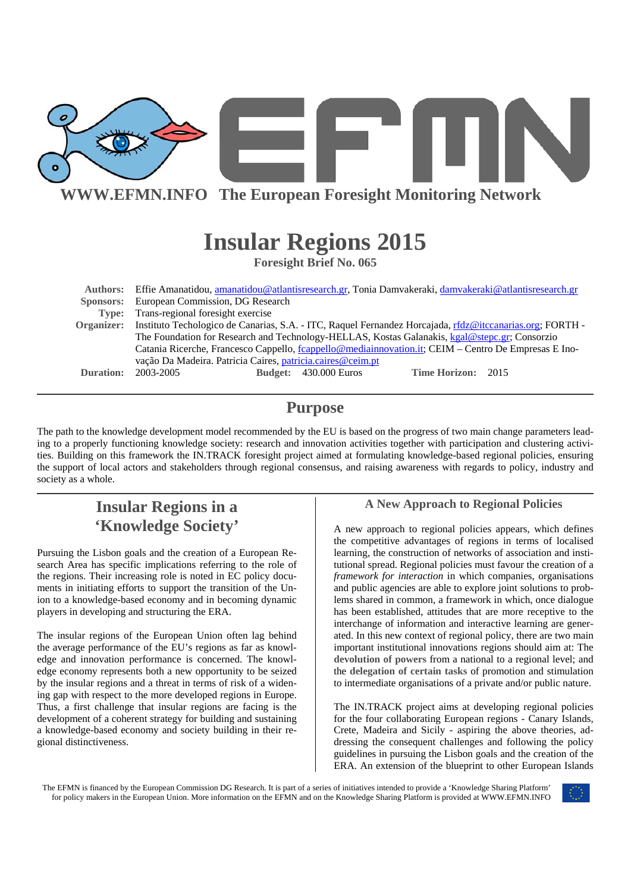**WWW.EFMN.INFO The European Foresight Monitoring Network**

# Insular Regions 2015

**Foresight Brief No. 065**

**Authors:** Effie Amanatidou, amanatidou@atlantisresearch.gr, Tonia Damvakeraki, damvakeraki@atlantisresearch.gr
**Sponsors:** European Commission, DG Research
**Type:** Trans-regional foresight exercise
**Organizer:** Instituto Techologico de Canarias, S.A. - ITC, Raquel Fernandez Horcajada, rfdz@itccanarias.org; FORTH - The Foundation for Research and Technology-HELLAS, Kostas Galanakis, kgal@stepc.gr; Consorzio Catania Ricerche, Francesco Cappello, fcappello@mediainnovation.it; CEIM – Centro De Empresas E Inovação Da Madeira. Patricia Caires, patricia.caires@ceim.pt
**Duration:** 2003-2005 **Budget:** 430.000 Euros **Time Horizon:** 2015

## Purpose

The path to the knowledge development model recommended by the EU is based on the progress of two main change parameters leading to a properly functioning knowledge society: research and innovation activities together with participation and clustering activities. Building on this framework the IN.TRACK foresight project aimed at formulating knowledge-based regional policies, ensuring the support of local actors and stakeholders through regional consensus, and raising awareness with regards to policy, industry and society as a whole.

## Insular Regions in a 'Knowledge Society'

Pursuing the Lisbon goals and the creation of a European Research Area has specific implications referring to the role of the regions. Their increasing role is noted in EC policy documents in initiating efforts to support the transition of the Union to a knowledge-based economy and in becoming dynamic players in developing and structuring the ERA.

The insular regions of the European Union often lag behind the average performance of the EU's regions as far as knowledge and innovation performance is concerned. The knowledge economy represents both a new opportunity to be seized by the insular regions and a threat in terms of risk of a widening gap with respect to the more developed regions in Europe. Thus, a first challenge that insular regions are facing is the development of a coherent strategy for building and sustaining a knowledge-based economy and society building in their regional distinctiveness.

### A New Approach to Regional Policies

A new approach to regional policies appears, which defines the competitive advantages of regions in terms of localised learning, the construction of networks of association and institutional spread. Regional policies must favour the creation of a *framework for interaction* in which companies, organisations and public agencies are able to explore joint solutions to problems shared in common, a framework in which, once dialogue has been established, attitudes that are more receptive to the interchange of information and interactive learning are generated. In this new context of regional policy, there are two main important institutional innovations regions should aim at: The **devolution of powers** from a national to a regional level; and the **delegation of certain tasks** of promotion and stimulation to intermediate organisations of a private and/or public nature.

The IN.TRACK project aims at developing regional policies for the four collaborating European regions - Canary Islands, Crete, Madeira and Sicily - aspiring the above theories, addressing the consequent challenges and following the policy guidelines in pursuing the Lisbon goals and the creation of the ERA. An extension of the blueprint to other European Islands

The EFMN is financed by the European Commission DG Research. It is part of a series of initiatives intended to provide a 'Knowledge Sharing Platform' for policy makers in the European Union. More information on the EFMN and on the Knowledge Sharing Platform is provided at WWW.EFMN.INFO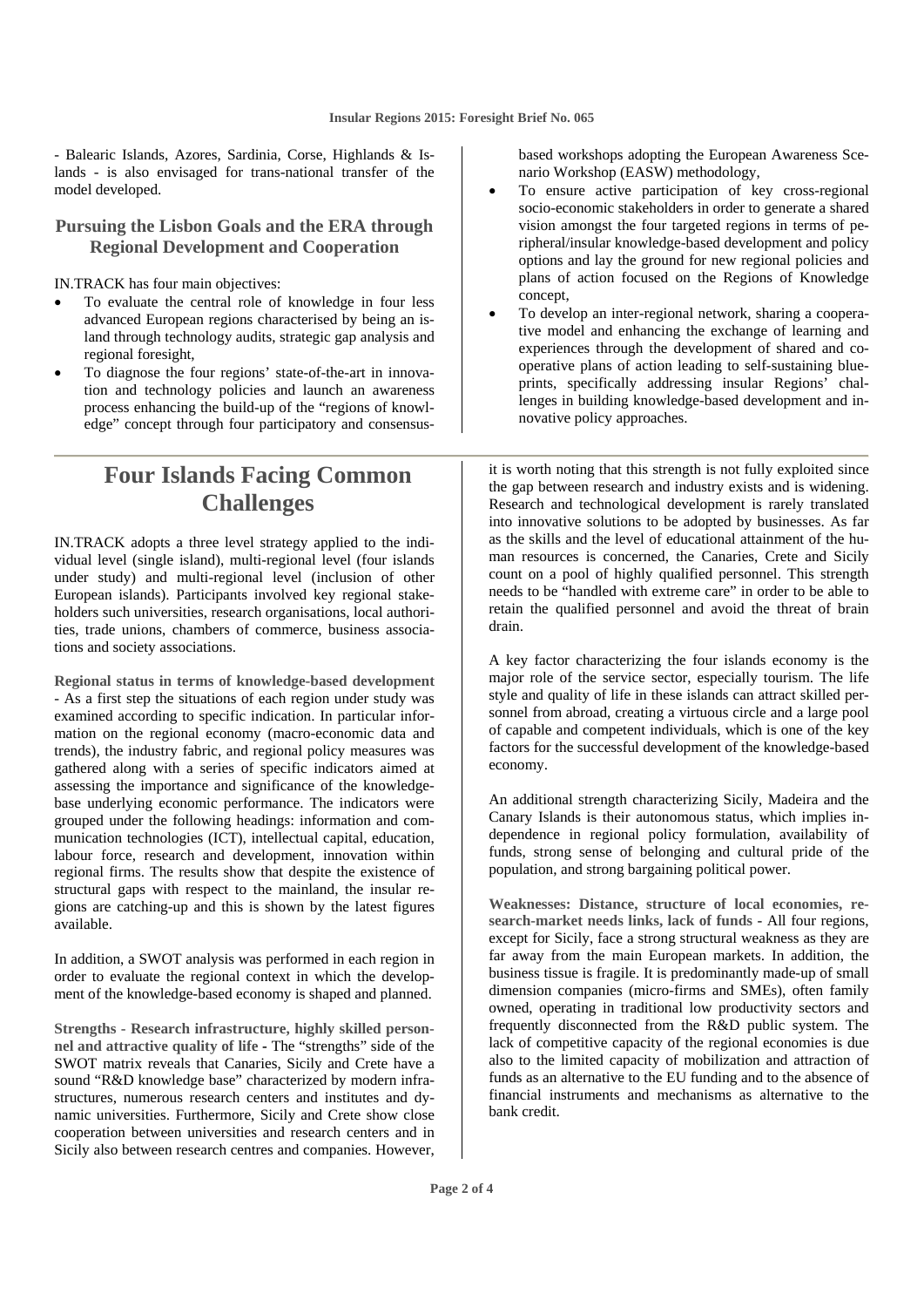- Balearic Islands, Azores, Sardinia, Corse, Highlands & Islands - is also envisaged for trans-national transfer of the model developed.

### Pursuing the Lisbon Goals and the ERA through Regional Development and Cooperation

IN.TRACK has four main objectives:

- To evaluate the central role of knowledge in four less advanced European regions characterised by being an island through technology audits, strategic gap analysis and regional foresight,
- To diagnose the four regions' state-of-the-art in innovation and technology policies and launch an awareness process enhancing the build-up of the "regions of knowledge" concept through four participatory and consensus-based workshops adopting the European Awareness Scenario Workshop (EASW) methodology,
- To ensure active participation of key cross-regional socio-economic stakeholders in order to generate a shared vision amongst the four targeted regions in terms of peripheral/insular knowledge-based development and policy options and lay the ground for new regional policies and plans of action focused on the Regions of Knowledge concept,
- To develop an inter-regional network, sharing a cooperative model and enhancing the exchange of learning and experiences through the development of shared and cooperative plans of action leading to self-sustaining blueprints, specifically addressing insular Regions' challenges in building knowledge-based development and innovative policy approaches.

## Four Islands Facing Common Challenges

IN.TRACK adopts a three level strategy applied to the individual level (single island), multi-regional level (four islands under study) and multi-regional level (inclusion of other European islands). Participants involved key regional stakeholders such universities, research organisations, local authorities, trade unions, chambers of commerce, business associations and society associations.

**Regional status in terms of knowledge-based development** - As a first step the situations of each region under study was examined according to specific indication. In particular information on the regional economy (macro-economic data and trends), the industry fabric, and regional policy measures was gathered along with a series of specific indicators aimed at assessing the importance and significance of the knowledge-base underlying economic performance. The indicators were grouped under the following headings: information and communication technologies (ICT), intellectual capital, education, labour force, research and development, innovation within regional firms. The results show that despite the existence of structural gaps with respect to the mainland, the insular regions are catching-up and this is shown by the latest figures available.

In addition, a SWOT analysis was performed in each region in order to evaluate the regional context in which the development of the knowledge-based economy is shaped and planned.

**Strengths - Research infrastructure, highly skilled personnel and attractive quality of life -** The "strengths" side of the SWOT matrix reveals that Canaries, Sicily and Crete have a sound "R&D knowledge base" characterized by modern infrastructures, numerous research centers and institutes and dynamic universities. Furthermore, Sicily and Crete show close cooperation between universities and research centers and in Sicily also between research centres and companies. However, it is worth noting that this strength is not fully exploited since the gap between research and industry exists and is widening. Research and technological development is rarely translated into innovative solutions to be adopted by businesses. As far as the skills and the level of educational attainment of the human resources is concerned, the Canaries, Crete and Sicily count on a pool of highly qualified personnel. This strength needs to be "handled with extreme care" in order to be able to retain the qualified personnel and avoid the threat of brain drain.

A key factor characterizing the four islands economy is the major role of the service sector, especially tourism. The life style and quality of life in these islands can attract skilled personnel from abroad, creating a virtuous circle and a large pool of capable and competent individuals, which is one of the key factors for the successful development of the knowledge-based economy.

An additional strength characterizing Sicily, Madeira and the Canary Islands is their autonomous status, which implies independence in regional policy formulation, availability of funds, strong sense of belonging and cultural pride of the population, and strong bargaining political power.

**Weaknesses: Distance, structure of local economies, research-market needs links, lack of funds -** All four regions, except for Sicily, face a strong structural weakness as they are far away from the main European markets. In addition, the business tissue is fragile. It is predominantly made-up of small dimension companies (micro-firms and SMEs), often family owned, operating in traditional low productivity sectors and frequently disconnected from the R&D public system. The lack of competitive capacity of the regional economies is due also to the limited capacity of mobilization and attraction of funds as an alternative to the EU funding and to the absence of financial instruments and mechanisms as alternative to the bank credit.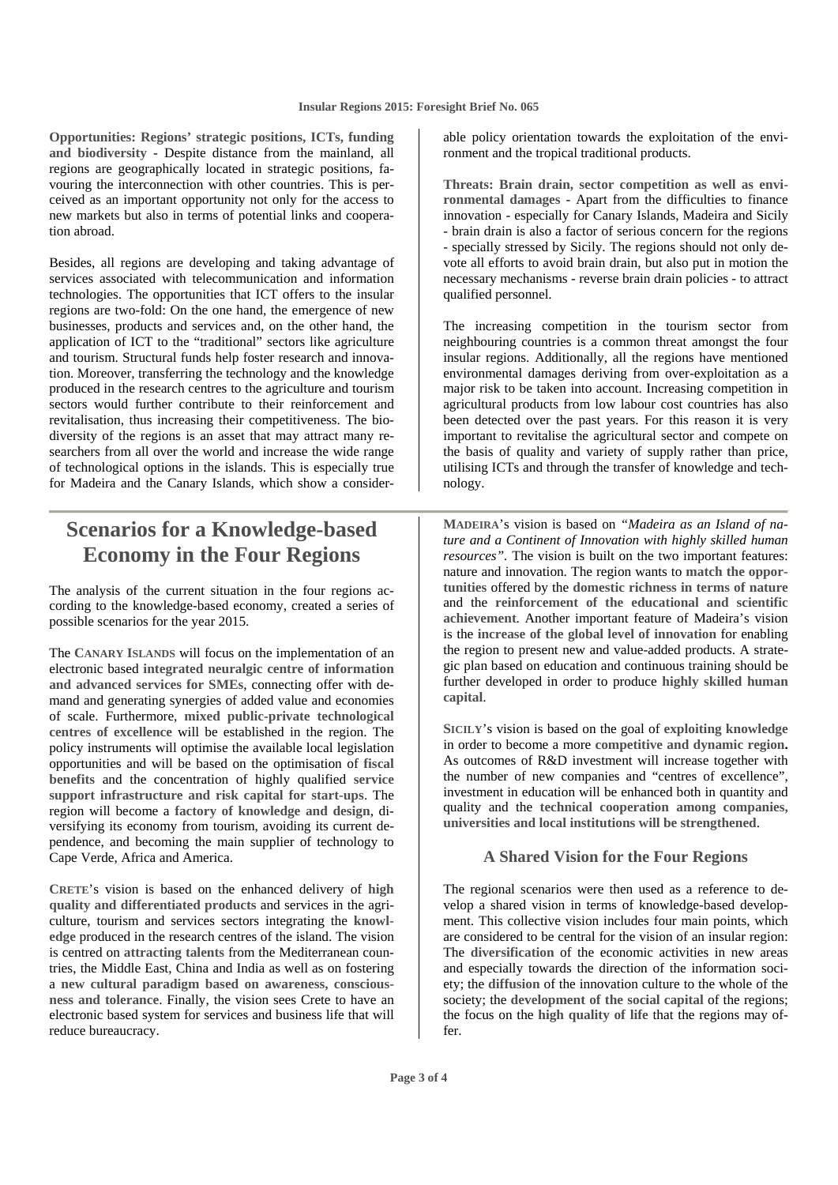**Opportunities: Regions' strategic positions, ICTs, funding and biodiversity** - Despite distance from the mainland, all regions are geographically located in strategic positions, favouring the interconnection with other countries. This is perceived as an important opportunity not only for the access to new markets but also in terms of potential links and cooperation abroad.

Besides, all regions are developing and taking advantage of services associated with telecommunication and information technologies. The opportunities that ICT offers to the insular regions are two-fold: On the one hand, the emergence of new businesses, products and services and, on the other hand, the application of ICT to the "traditional" sectors like agriculture and tourism. Structural funds help foster research and innovation. Moreover, transferring the technology and the knowledge produced in the research centres to the agriculture and tourism sectors would further contribute to their reinforcement and revitalisation, thus increasing their competitiveness. The biodiversity of the regions is an asset that may attract many researchers from all over the world and increase the wide range of technological options in the islands. This is especially true for Madeira and the Canary Islands, which show a considerable policy orientation towards the exploitation of the environment and the tropical traditional products.

**Threats: Brain drain, sector competition as well as environmental damages** - Apart from the difficulties to finance innovation - especially for Canary Islands, Madeira and Sicily - brain drain is also a factor of serious concern for the regions - specially stressed by Sicily. The regions should not only devote all efforts to avoid brain drain, but also put in motion the necessary mechanisms - reverse brain drain policies - to attract qualified personnel.

The increasing competition in the tourism sector from neighbouring countries is a common threat amongst the four insular regions. Additionally, all the regions have mentioned environmental damages deriving from over-exploitation as a major risk to be taken into account. Increasing competition in agricultural products from low labour cost countries has also been detected over the past years. For this reason it is very important to revitalise the agricultural sector and compete on the basis of quality and variety of supply rather than price, utilising ICTs and through the transfer of knowledge and technology.

# Scenarios for a Knowledge-based Economy in the Four Regions

The analysis of the current situation in the four regions according to the knowledge-based economy, created a series of possible scenarios for the year 2015.

The **CANARY ISLANDS** will focus on the implementation of an electronic based **integrated neuralgic centre of information and advanced services for SMEs**, connecting offer with demand and generating synergies of added value and economies of scale. Furthermore, **mixed public-private technological centres of excellence** will be established in the region. The policy instruments will optimise the available local legislation opportunities and will be based on the optimisation of **fiscal benefits** and the concentration of highly qualified **service support infrastructure and risk capital for start-ups**. The region will become a **factory of knowledge and design**, diversifying its economy from tourism, avoiding its current dependence, and becoming the main supplier of technology to Cape Verde, Africa and America.

**CRETE**'s vision is based on the enhanced delivery of **high quality and differentiated products** and services in the agriculture, tourism and services sectors integrating the **knowledge** produced in the research centres of the island. The vision is centred on **attracting talents** from the Mediterranean countries, the Middle East, China and India as well as on fostering a **new cultural paradigm based on awareness, consciousness and tolerance**. Finally, the vision sees Crete to have an electronic based system for services and business life that will reduce bureaucracy.

**MADEIRA**'s vision is based on *"Madeira as an Island of nature and a Continent of Innovation with highly skilled human resources"*. The vision is built on the two important features: nature and innovation. The region wants to **match the opportunities** offered by the **domestic richness in terms of nature** and the **reinforcement of the educational and scientific achievement**. Another important feature of Madeira's vision is the **increase of the global level of innovation** for enabling the region to present new and value-added products. A strategic plan based on education and continuous training should be further developed in order to produce **highly skilled human capital**.

**SICILY**'s vision is based on the goal of **exploiting knowledge** in order to become a more **competitive and dynamic region.** As outcomes of R&D investment will increase together with the number of new companies and "centres of excellence", investment in education will be enhanced both in quantity and quality and the **technical cooperation among companies, universities and local institutions will be strengthened**.

### A Shared Vision for the Four Regions

The regional scenarios were then used as a reference to develop a shared vision in terms of knowledge-based development. This collective vision includes four main points, which are considered to be central for the vision of an insular region: The **diversification** of the economic activities in new areas and especially towards the direction of the information society; the **diffusion** of the innovation culture to the whole of the society; the **development of the social capital** of the regions; the focus on the **high quality of life** that the regions may offer.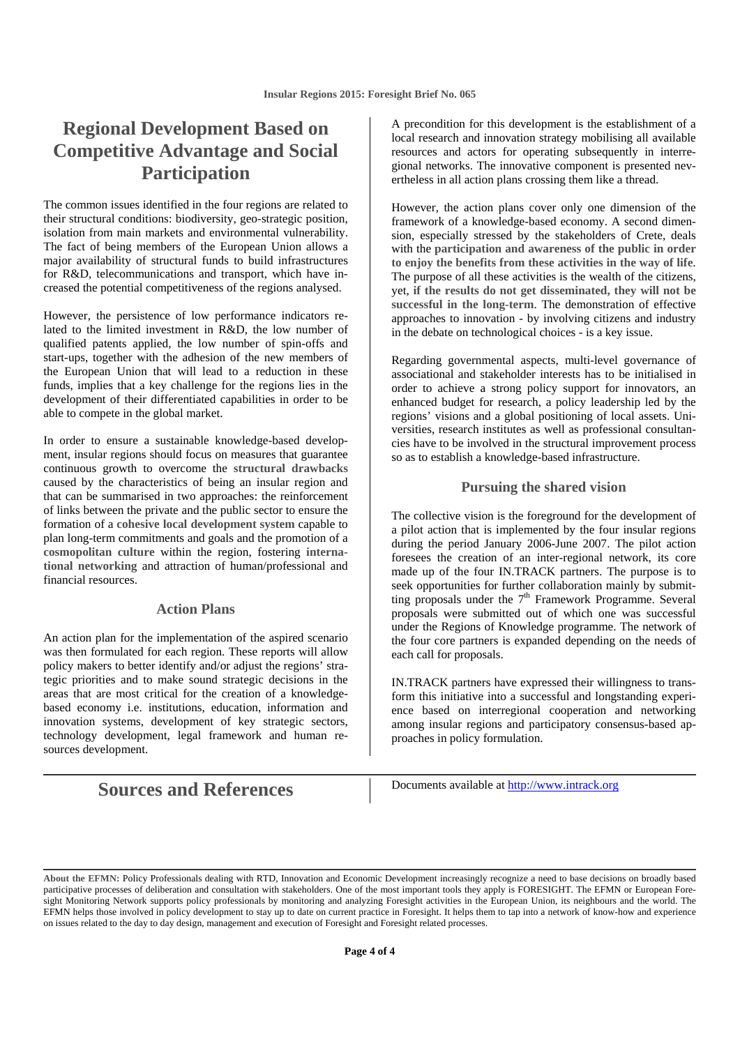# Regional Development Based on Competitive Advantage and Social Participation

The common issues identified in the four regions are related to their structural conditions: biodiversity, geo-strategic position, isolation from main markets and environmental vulnerability. The fact of being members of the European Union allows a major availability of structural funds to build infrastructures for R&D, telecommunications and transport, which have increased the potential competitiveness of the regions analysed.

However, the persistence of low performance indicators related to the limited investment in R&D, the low number of qualified patents applied, the low number of spin-offs and start-ups, together with the adhesion of the new members of the European Union that will lead to a reduction in these funds, implies that a key challenge for the regions lies in the development of their differentiated capabilities in order to be able to compete in the global market.

In order to ensure a sustainable knowledge-based development, insular regions should focus on measures that guarantee continuous growth to overcome the **structural drawbacks** caused by the characteristics of being an insular region and that can be summarised in two approaches: the reinforcement of links between the private and the public sector to ensure the formation of a **cohesive local development system** capable to plan long-term commitments and goals and the promotion of a **cosmopolitan culture** within the region, fostering **international networking** and attraction of human/professional and financial resources.

## Action Plans

An action plan for the implementation of the aspired scenario was then formulated for each region. These reports will allow policy makers to better identify and/or adjust the regions' strategic priorities and to make sound strategic decisions in the areas that are most critical for the creation of a knowledge-based economy i.e. institutions, education, information and innovation systems, development of key strategic sectors, technology development, legal framework and human resources development.

A precondition for this development is the establishment of a local research and innovation strategy mobilising all available resources and actors for operating subsequently in interregional networks. The innovative component is presented nevertheless in all action plans crossing them like a thread.

However, the action plans cover only one dimension of the framework of a knowledge-based economy. A second dimension, especially stressed by the stakeholders of Crete, deals with the **participation and awareness of the public in order to enjoy the benefits from these activities in the way of life**. The purpose of all these activities is the wealth of the citizens, yet, **if the results do not get disseminated, they will not be successful in the long-term**. The demonstration of effective approaches to innovation - by involving citizens and industry in the debate on technological choices - is a key issue.

Regarding governmental aspects, multi-level governance of associational and stakeholder interests has to be initialised in order to achieve a strong policy support for innovators, an enhanced budget for research, a policy leadership led by the regions' visions and a global positioning of local assets. Universities, research institutes as well as professional consultancies have to be involved in the structural improvement process so as to establish a knowledge-based infrastructure.

## Pursuing the shared vision

The collective vision is the foreground for the development of a pilot action that is implemented by the four insular regions during the period January 2006-June 2007. The pilot action foresees the creation of an inter-regional network, its core made up of the four IN.TRACK partners. The purpose is to seek opportunities for further collaboration mainly by submitting proposals under the 7th Framework Programme. Several proposals were submitted out of which one was successful under the Regions of Knowledge programme. The network of the four core partners is expanded depending on the needs of each call for proposals.

IN.TRACK partners have expressed their willingness to transform this initiative into a successful and longstanding experience based on interregional cooperation and networking among insular regions and participatory consensus-based approaches in policy formulation.

# Sources and References

Documents available at [http://www.intrack.org](http://www.intrack.org)

**About the EFMN:** Policy Professionals dealing with RTD, Innovation and Economic Development increasingly recognize a need to base decisions on broadly based participative processes of deliberation and consultation with stakeholders. One of the most important tools they apply is FORESIGHT. The EFMN or European Foresight Monitoring Network supports policy professionals by monitoring and analyzing Foresight activities in the European Union, its neighbours and the world. The EFMN helps those involved in policy development to stay up to date on current practice in Foresight. It helps them to tap into a network of know-how and experience on issues related to the day to day design, management and execution of Foresight and Foresight related processes.